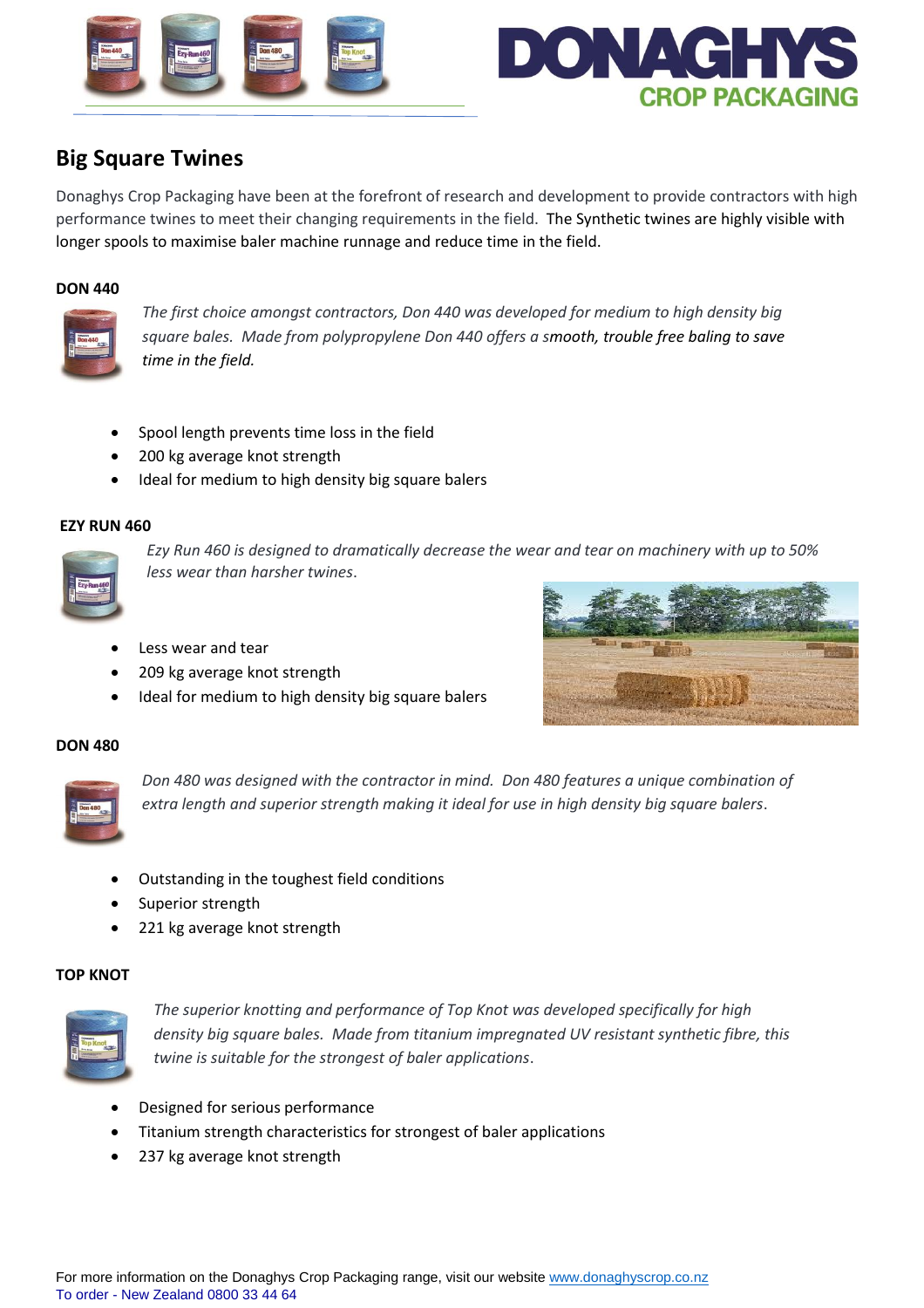DONAGHYS CROP PACKAGING

# Big Square Twines

Donaghys Crop Packaging have been at the forefront of research and development to provide contractors with high performance twines to meet their changing requirements in the field. The Synthetic twines are highly visible with longer spools to maximise baler machine runnage and reduce time in the field.

### DON 440

*The first choice amongst contractors, Don 440 was developed for medium to high density big square bales. Made from polypropylene Don 440 offers a smooth, trouble free baling to save time in the field.*

- Spool length prevents time loss in the field
- 200 kg average knot strength
- Ideal for medium to high density big square balers

### EZY RUN 460

*Ezy Run 460 is designed to dramatically decrease the wear and tear on machinery with up to 50% less wear than harsher twines.*

- Less wear and tear
- 209 kg average knot strength
- Ideal for medium to high density big square balers

### DON 480

*Don 480 was designed with the contractor in mind. Don 480 features a unique combination of extra length and superior strength making it ideal for use in high density big square balers.*

- Outstanding in the toughest field conditions
- Superior strength
- 221 kg average knot strength

### TOP KNOT

*The superior knotting and performance of Top Knot was developed specifically for high density big square bales. Made from titanium impregnated UV resistant synthetic fibre, this twine is suitable for the strongest of baler applications.*

- Designed for serious performance
- Titanium strength characteristics for strongest of baler applications
- 237 kg average knot strength

For more information on the Donaghys Crop Packaging range, visit our website www.donaghyscrop.co.nz
To order - New Zealand 0800 33 44 64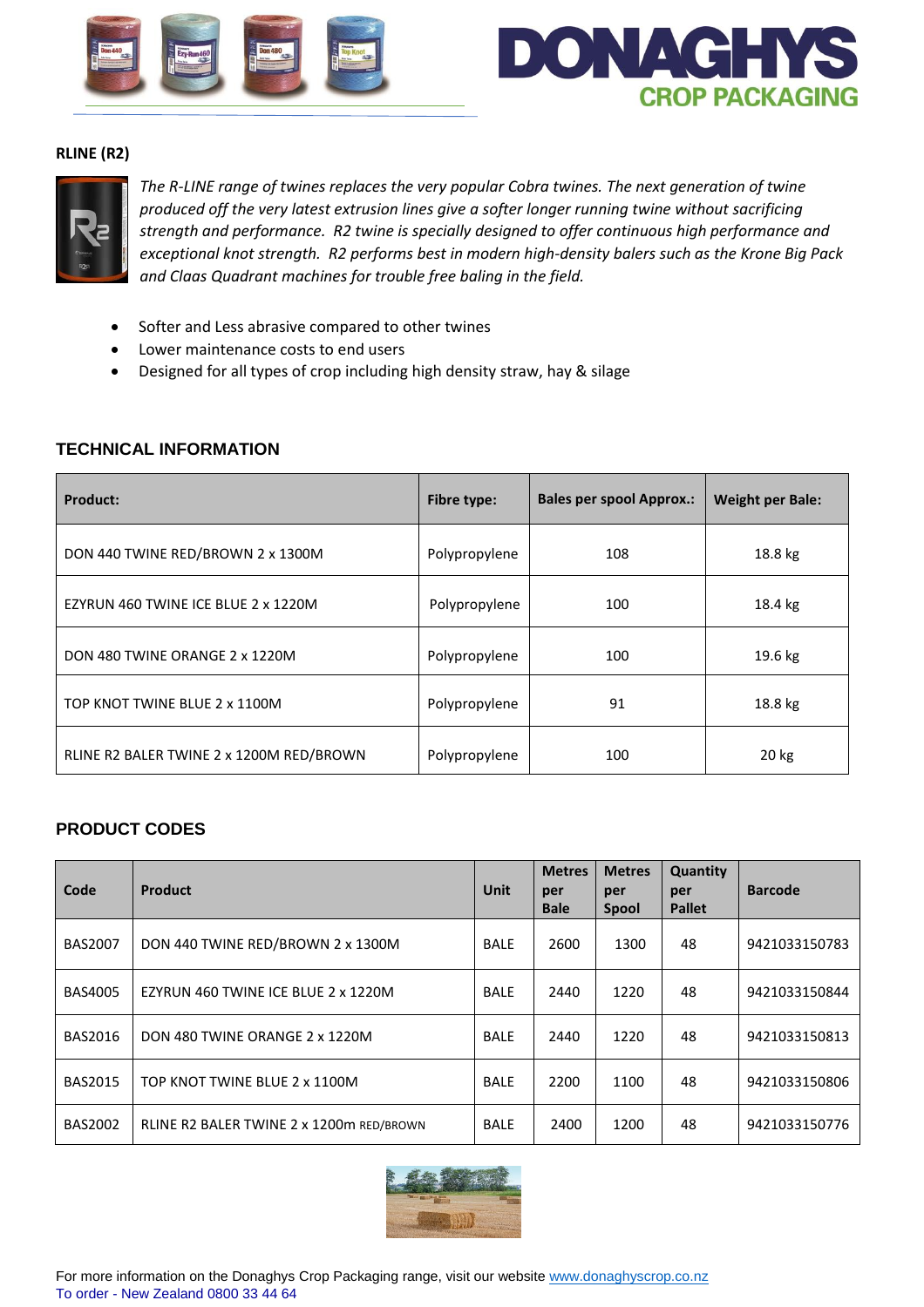**RLINE (R2)**

*The R-LINE range of twines replaces the very popular Cobra twines. The next generation of twine produced off the very latest extrusion lines give a softer longer running twine without sacrificing strength and performance. R2 twine is specially designed to offer continuous high performance and exceptional knot strength. R2 performs best in modern high-density balers such as the Krone Big Pack and Claas Quadrant machines for trouble free baling in the field.*

- Softer and Less abrasive compared to other twines
- Lower maintenance costs to end users
- Designed for all types of crop including high density straw, hay & silage

## TECHNICAL INFORMATION

| Product: | Fibre type: | Bales per spool Approx.: | Weight per Bale: |
|---|---|---|---|
| DON 440 TWINE RED/BROWN 2 x 1300M | Polypropylene | 108 | 18.8 kg |
| EZYRUN 460 TWINE ICE BLUE 2 x 1220M | Polypropylene | 100 | 18.4 kg |
| DON 480 TWINE ORANGE 2 x 1220M | Polypropylene | 100 | 19.6 kg |
| TOP KNOT TWINE BLUE 2 x 1100M | Polypropylene | 91 | 18.8 kg |
| RLINE R2 BALER TWINE 2 x 1200M RED/BROWN | Polypropylene | 100 | 20 kg |

## PRODUCT CODES

| Code | Product | Unit | Metres per Bale | Metres per Spool | Quantity per Pallet | Barcode |
|---|---|---|---|---|---|---|
| BAS2007 | DON 440 TWINE RED/BROWN 2 x 1300M | BALE | 2600 | 1300 | 48 | 9421033150783 |
| BAS4005 | EZYRUN 460 TWINE ICE BLUE 2 x 1220M | BALE | 2440 | 1220 | 48 | 9421033150844 |
| BAS2016 | DON 480 TWINE ORANGE 2 x 1220M | BALE | 2440 | 1220 | 48 | 9421033150813 |
| BAS2015 | TOP KNOT TWINE BLUE 2 x 1100M | BALE | 2200 | 1100 | 48 | 9421033150806 |
| BAS2002 | RLINE R2 BALER TWINE 2 x 1200m RED/BROWN | BALE | 2400 | 1200 | 48 | 9421033150776 |

For more information on the Donaghys Crop Packaging range, visit our website www.donaghyscrop.co.nz
To order - New Zealand 0800 33 44 64